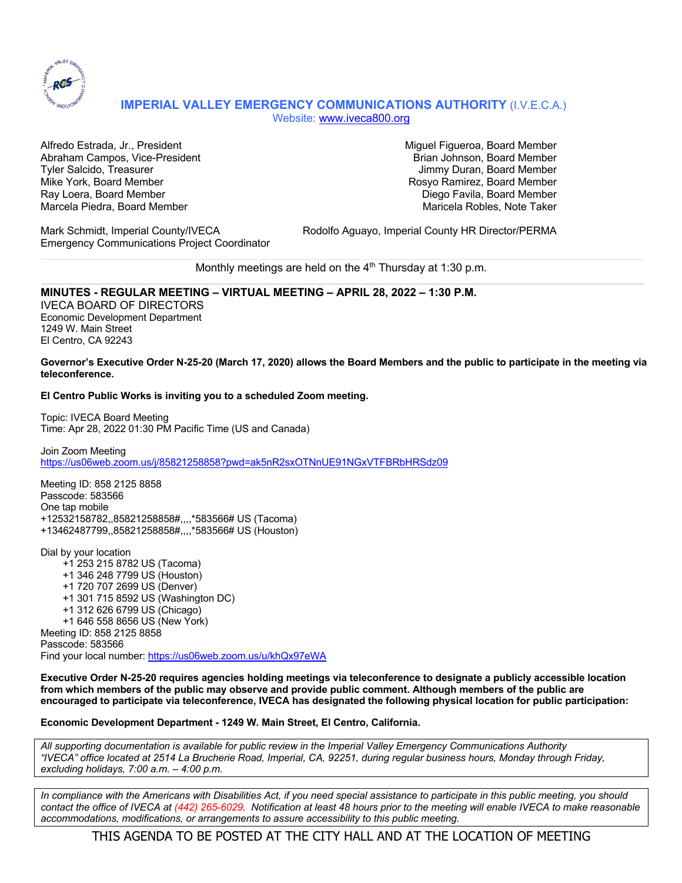# IMPERIAL VALLEY EMERGENCY COMMUNICATIONS AUTHORITY (I.V.E.C.A.)

Website: [www.iveca800.org](http://www.iveca800.org)

Alfredo Estrada, Jr., President
Abraham Campos, Vice-President
Tyler Salcido, Treasurer
Mike York, Board Member
Ray Loera, Board Member
Marcela Piedra, Board Member

Miguel Figueroa, Board Member
Brian Johnson, Board Member
Jimmy Duran, Board Member
Rosyo Ramirez, Board Member
Diego Favila, Board Member
Maricela Robles, Note Taker

Mark Schmidt, Imperial County/IVECA Emergency Communications Project Coordinator

Rodolfo Aguayo, Imperial County HR Director/PERMA

Monthly meetings are held on the 4th Thursday at 1:30 p.m.

---

## MINUTES - REGULAR MEETING – VIRTUAL MEETING – APRIL 28, 2022 – 1:30 P.M.

IVECA BOARD OF DIRECTORS
Economic Development Department
1249 W. Main Street
El Centro, CA 92243

**Governor's Executive Order N-25-20 (March 17, 2020) allows the Board Members and the public to participate in the meeting via teleconference.**

**El Centro Public Works is inviting you to a scheduled Zoom meeting.**

Topic: IVECA Board Meeting
Time: Apr 28, 2022 01:30 PM Pacific Time (US and Canada)

Join Zoom Meeting
https://us06web.zoom.us/j/85821258858?pwd=ak5nR2sxOTNnUE91NGxVTFBRbHRSdz09

Meeting ID: 858 2125 8858
Passcode: 583566
One tap mobile
+12532158782,,85821258858#,,,,*583566# US (Tacoma)
+13462487799,,85821258858#,,,,*583566# US (Houston)

Dial by your location
- +1 253 215 8782 US (Tacoma)
- +1 346 248 7799 US (Houston)
- +1 720 707 2699 US (Denver)
- +1 301 715 8592 US (Washington DC)
- +1 312 626 6799 US (Chicago)
- +1 646 558 8656 US (New York)

Meeting ID: 858 2125 8858
Passcode: 583566
Find your local number: https://us06web.zoom.us/u/khQx97eWA

**Executive Order N-25-20 requires agencies holding meetings via teleconference to designate a publicly accessible location from which members of the public may observe and provide public comment. Although members of the public are encouraged to participate via teleconference, IVECA has designated the following physical location for public participation:**

**Economic Development Department - 1249 W. Main Street, El Centro, California.**

*All supporting documentation is available for public review in the Imperial Valley Emergency Communications Authority "IVECA" office located at 2514 La Brucherie Road, Imperial, CA, 92251, during regular business hours, Monday through Friday, excluding holidays, 7:00 a.m. – 4:00 p.m.*

*In compliance with the Americans with Disabilities Act, if you need special assistance to participate in this public meeting, you should contact the office of IVECA at (442) 265-6029. Notification at least 48 hours prior to the meeting will enable IVECA to make reasonable accommodations, modifications, or arrangements to assure accessibility to this public meeting.*

THIS AGENDA TO BE POSTED AT THE CITY HALL AND AT THE LOCATION OF MEETING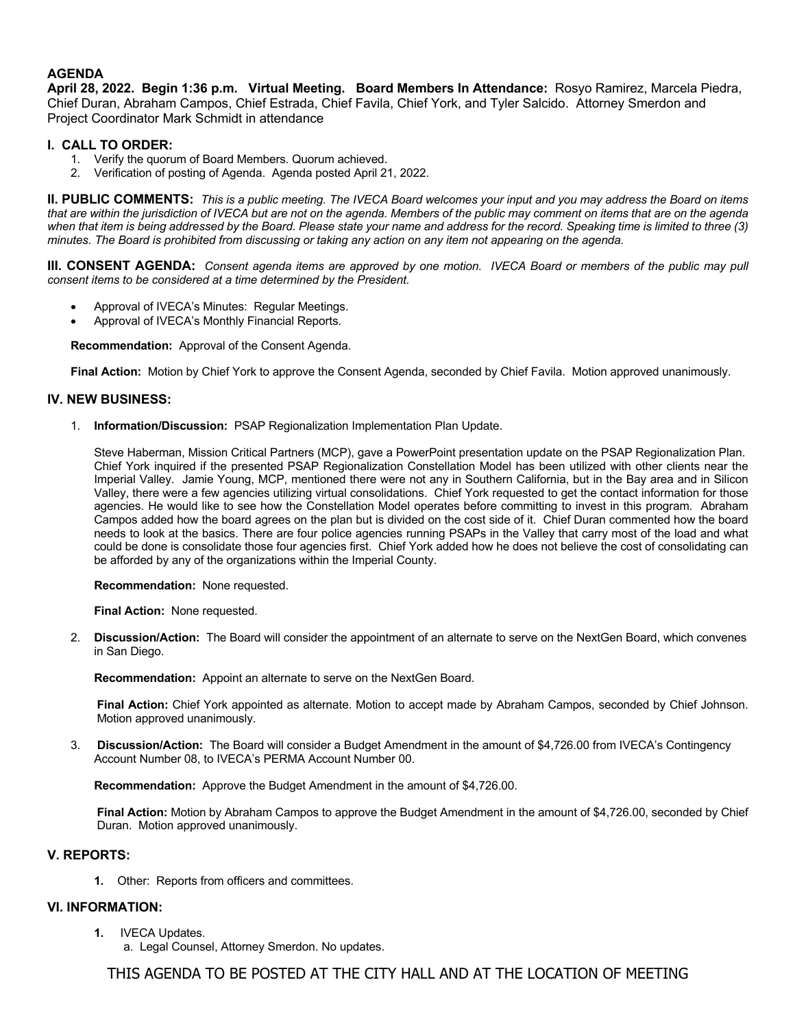**AGENDA**

**April 28, 2022. Begin 1:36 p.m. Virtual Meeting. Board Members In Attendance:** Rosyo Ramirez, Marcela Piedra, Chief Duran, Abraham Campos, Chief Estrada, Chief Favila, Chief York, and Tyler Salcido. Attorney Smerdon and Project Coordinator Mark Schmidt in attendance

## I. CALL TO ORDER:

1. Verify the quorum of Board Members. Quorum achieved.
2. Verification of posting of Agenda. Agenda posted April 21, 2022.

**II. PUBLIC COMMENTS:** *This is a public meeting. The IVECA Board welcomes your input and you may address the Board on items that are within the jurisdiction of IVECA but are not on the agenda. Members of the public may comment on items that are on the agenda when that item is being addressed by the Board. Please state your name and address for the record. Speaking time is limited to three (3) minutes. The Board is prohibited from discussing or taking any action on any item not appearing on the agenda.*

**III. CONSENT AGENDA:** *Consent agenda items are approved by one motion. IVECA Board or members of the public may pull consent items to be considered at a time determined by the President.*

- Approval of IVECA's Minutes: Regular Meetings.
- Approval of IVECA's Monthly Financial Reports.

**Recommendation:** Approval of the Consent Agenda.

**Final Action:** Motion by Chief York to approve the Consent Agenda, seconded by Chief Favila. Motion approved unanimously.

## IV. NEW BUSINESS:

1. **Information/Discussion:** PSAP Regionalization Implementation Plan Update.

   Steve Haberman, Mission Critical Partners (MCP), gave a PowerPoint presentation update on the PSAP Regionalization Plan. Chief York inquired if the presented PSAP Regionalization Constellation Model has been utilized with other clients near the Imperial Valley. Jamie Young, MCP, mentioned there were not any in Southern California, but in the Bay area and in Silicon Valley, there were a few agencies utilizing virtual consolidations. Chief York requested to get the contact information for those agencies. He would like to see how the Constellation Model operates before committing to invest in this program. Abraham Campos added how the board agrees on the plan but is divided on the cost side of it. Chief Duran commented how the board needs to look at the basics. There are four police agencies running PSAPs in the Valley that carry most of the load and what could be done is consolidate those four agencies first. Chief York added how he does not believe the cost of consolidating can be afforded by any of the organizations within the Imperial County.

   **Recommendation:** None requested.

   **Final Action:** None requested.

2. **Discussion/Action:** The Board will consider the appointment of an alternate to serve on the NextGen Board, which convenes in San Diego.

   **Recommendation:** Appoint an alternate to serve on the NextGen Board.

   **Final Action:** Chief York appointed as alternate. Motion to accept made by Abraham Campos, seconded by Chief Johnson. Motion approved unanimously.

3. **Discussion/Action:** The Board will consider a Budget Amendment in the amount of $4,726.00 from IVECA's Contingency Account Number 08, to IVECA's PERMA Account Number 00.

   **Recommendation:** Approve the Budget Amendment in the amount of $4,726.00.

   **Final Action:** Motion by Abraham Campos to approve the Budget Amendment in the amount of $4,726.00, seconded by Chief Duran. Motion approved unanimously.

## V. REPORTS:

1. Other: Reports from officers and committees.

## VI. INFORMATION:

1. IVECA Updates.
   a. Legal Counsel, Attorney Smerdon. No updates.

THIS AGENDA TO BE POSTED AT THE CITY HALL AND AT THE LOCATION OF MEETING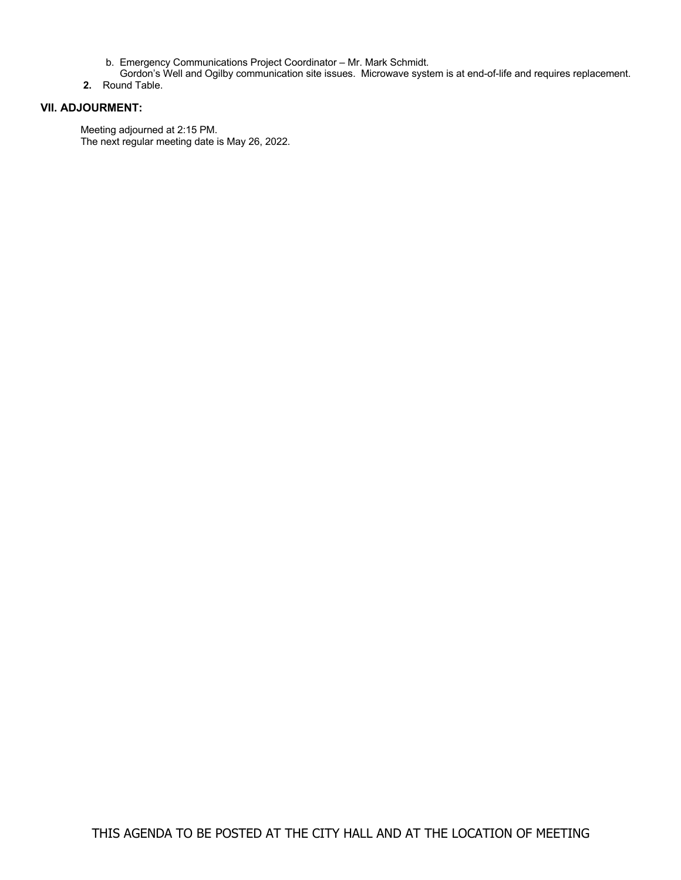b. Emergency Communications Project Coordinator – Mr. Mark Schmidt.
   Gordon's Well and Ogilby communication site issues. Microwave system is at end-of-life and requires replacement.

**2.** Round Table.

## VII. ADJOURMENT:

Meeting adjourned at 2:15 PM.
The next regular meeting date is May 26, 2022.

THIS AGENDA TO BE POSTED AT THE CITY HALL AND AT THE LOCATION OF MEETING